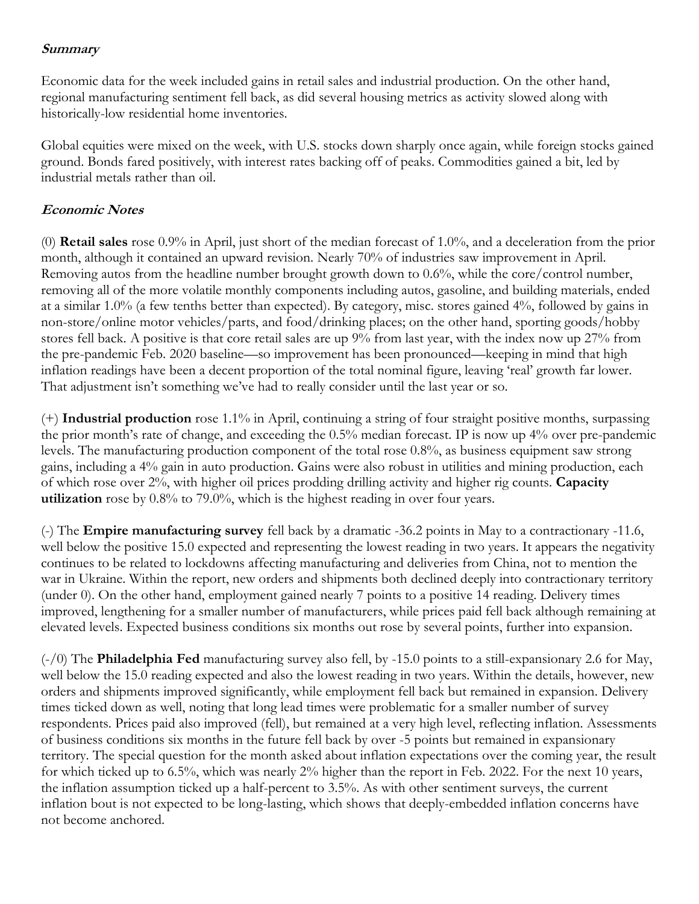***Summary***

Economic data for the week included gains in retail sales and industrial production. On the other hand, regional manufacturing sentiment fell back, as did several housing metrics as activity slowed along with historically-low residential home inventories.

Global equities were mixed on the week, with U.S. stocks down sharply once again, while foreign stocks gained ground. Bonds fared positively, with interest rates backing off of peaks. Commodities gained a bit, led by industrial metals rather than oil.

***Economic Notes***

(0) **Retail sales** rose 0.9% in April, just short of the median forecast of 1.0%, and a deceleration from the prior month, although it contained an upward revision. Nearly 70% of industries saw improvement in April. Removing autos from the headline number brought growth down to 0.6%, while the core/control number, removing all of the more volatile monthly components including autos, gasoline, and building materials, ended at a similar 1.0% (a few tenths better than expected). By category, misc. stores gained 4%, followed by gains in non-store/online motor vehicles/parts, and food/drinking places; on the other hand, sporting goods/hobby stores fell back. A positive is that core retail sales are up 9% from last year, with the index now up 27% from the pre-pandemic Feb. 2020 baseline—so improvement has been pronounced—keeping in mind that high inflation readings have been a decent proportion of the total nominal figure, leaving 'real' growth far lower. That adjustment isn't something we've had to really consider until the last year or so.

(+) **Industrial production** rose 1.1% in April, continuing a string of four straight positive months, surpassing the prior month's rate of change, and exceeding the 0.5% median forecast. IP is now up 4% over pre-pandemic levels. The manufacturing production component of the total rose 0.8%, as business equipment saw strong gains, including a 4% gain in auto production. Gains were also robust in utilities and mining production, each of which rose over 2%, with higher oil prices prodding drilling activity and higher rig counts. **Capacity utilization** rose by 0.8% to 79.0%, which is the highest reading in over four years.

(-) The **Empire manufacturing survey** fell back by a dramatic -36.2 points in May to a contractionary -11.6, well below the positive 15.0 expected and representing the lowest reading in two years. It appears the negativity continues to be related to lockdowns affecting manufacturing and deliveries from China, not to mention the war in Ukraine. Within the report, new orders and shipments both declined deeply into contractionary territory (under 0). On the other hand, employment gained nearly 7 points to a positive 14 reading. Delivery times improved, lengthening for a smaller number of manufacturers, while prices paid fell back although remaining at elevated levels. Expected business conditions six months out rose by several points, further into expansion.

(-/0) The **Philadelphia Fed** manufacturing survey also fell, by -15.0 points to a still-expansionary 2.6 for May, well below the 15.0 reading expected and also the lowest reading in two years. Within the details, however, new orders and shipments improved significantly, while employment fell back but remained in expansion. Delivery times ticked down as well, noting that long lead times were problematic for a smaller number of survey respondents. Prices paid also improved (fell), but remained at a very high level, reflecting inflation. Assessments of business conditions six months in the future fell back by over -5 points but remained in expansionary territory. The special question for the month asked about inflation expectations over the coming year, the result for which ticked up to 6.5%, which was nearly 2% higher than the report in Feb. 2022. For the next 10 years, the inflation assumption ticked up a half-percent to 3.5%. As with other sentiment surveys, the current inflation bout is not expected to be long-lasting, which shows that deeply-embedded inflation concerns have not become anchored.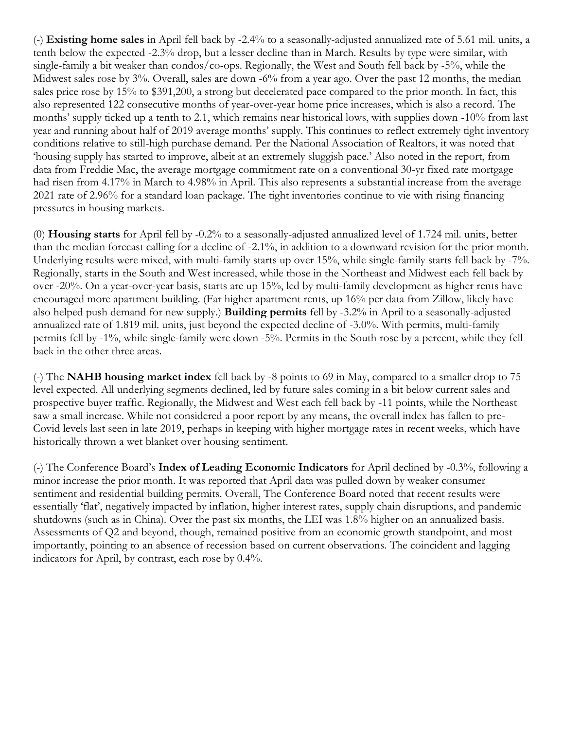(-) **Existing home sales** in April fell back by -2.4% to a seasonally-adjusted annualized rate of 5.61 mil. units, a tenth below the expected -2.3% drop, but a lesser decline than in March. Results by type were similar, with single-family a bit weaker than condos/co-ops. Regionally, the West and South fell back by -5%, while the Midwest sales rose by 3%. Overall, sales are down -6% from a year ago. Over the past 12 months, the median sales price rose by 15% to $391,200, a strong but decelerated pace compared to the prior month. In fact, this also represented 122 consecutive months of year-over-year home price increases, which is also a record. The months' supply ticked up a tenth to 2.1, which remains near historical lows, with supplies down -10% from last year and running about half of 2019 average months' supply. This continues to reflect extremely tight inventory conditions relative to still-high purchase demand. Per the National Association of Realtors, it was noted that 'housing supply has started to improve, albeit at an extremely sluggish pace.' Also noted in the report, from data from Freddie Mac, the average mortgage commitment rate on a conventional 30-yr fixed rate mortgage had risen from 4.17% in March to 4.98% in April. This also represents a substantial increase from the average 2021 rate of 2.96% for a standard loan package. The tight inventories continue to vie with rising financing pressures in housing markets.

(0) **Housing starts** for April fell by -0.2% to a seasonally-adjusted annualized level of 1.724 mil. units, better than the median forecast calling for a decline of -2.1%, in addition to a downward revision for the prior month. Underlying results were mixed, with multi-family starts up over 15%, while single-family starts fell back by -7%. Regionally, starts in the South and West increased, while those in the Northeast and Midwest each fell back by over -20%. On a year-over-year basis, starts are up 15%, led by multi-family development as higher rents have encouraged more apartment building. (Far higher apartment rents, up 16% per data from Zillow, likely have also helped push demand for new supply.) **Building permits** fell by -3.2% in April to a seasonally-adjusted annualized rate of 1.819 mil. units, just beyond the expected decline of -3.0%. With permits, multi-family permits fell by -1%, while single-family were down -5%. Permits in the South rose by a percent, while they fell back in the other three areas.

(-) The **NAHB housing market index** fell back by -8 points to 69 in May, compared to a smaller drop to 75 level expected. All underlying segments declined, led by future sales coming in a bit below current sales and prospective buyer traffic. Regionally, the Midwest and West each fell back by -11 points, while the Northeast saw a small increase. While not considered a poor report by any means, the overall index has fallen to pre-Covid levels last seen in late 2019, perhaps in keeping with higher mortgage rates in recent weeks, which have historically thrown a wet blanket over housing sentiment.

(-) The Conference Board's **Index of Leading Economic Indicators** for April declined by -0.3%, following a minor increase the prior month. It was reported that April data was pulled down by weaker consumer sentiment and residential building permits. Overall, The Conference Board noted that recent results were essentially 'flat', negatively impacted by inflation, higher interest rates, supply chain disruptions, and pandemic shutdowns (such as in China). Over the past six months, the LEI was 1.8% higher on an annualized basis. Assessments of Q2 and beyond, though, remained positive from an economic growth standpoint, and most importantly, pointing to an absence of recession based on current observations. The coincident and lagging indicators for April, by contrast, each rose by 0.4%.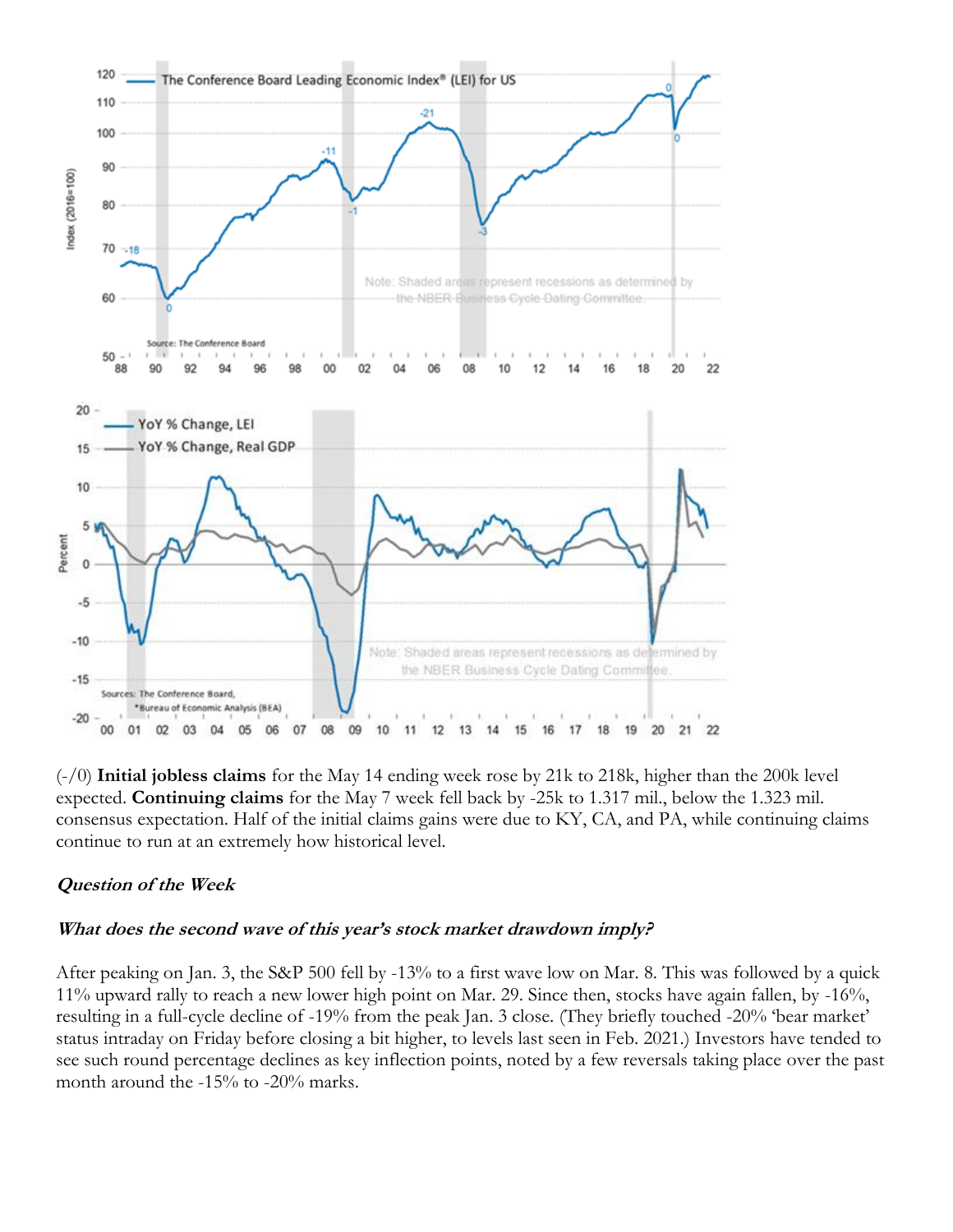(-/0) **Initial jobless claims** for the May 14 ending week rose by 21k to 218k, higher than the 200k level expected. **Continuing claims** for the May 7 week fell back by -25k to 1.317 mil., below the 1.323 mil. consensus expectation. Half of the initial claims gains were due to KY, CA, and PA, while continuing claims continue to run at an extremely how historical level.

***Question of the Week***

***What does the second wave of this year's stock market drawdown imply?***

After peaking on Jan. 3, the S&P 500 fell by -13% to a first wave low on Mar. 8. This was followed by a quick 11% upward rally to reach a new lower high point on Mar. 29. Since then, stocks have again fallen, by -16%, resulting in a full-cycle decline of -19% from the peak Jan. 3 close. (They briefly touched -20% 'bear market' status intraday on Friday before closing a bit higher, to levels last seen in Feb. 2021.) Investors have tended to see such round percentage declines as key inflection points, noted by a few reversals taking place over the past month around the -15% to -20% marks.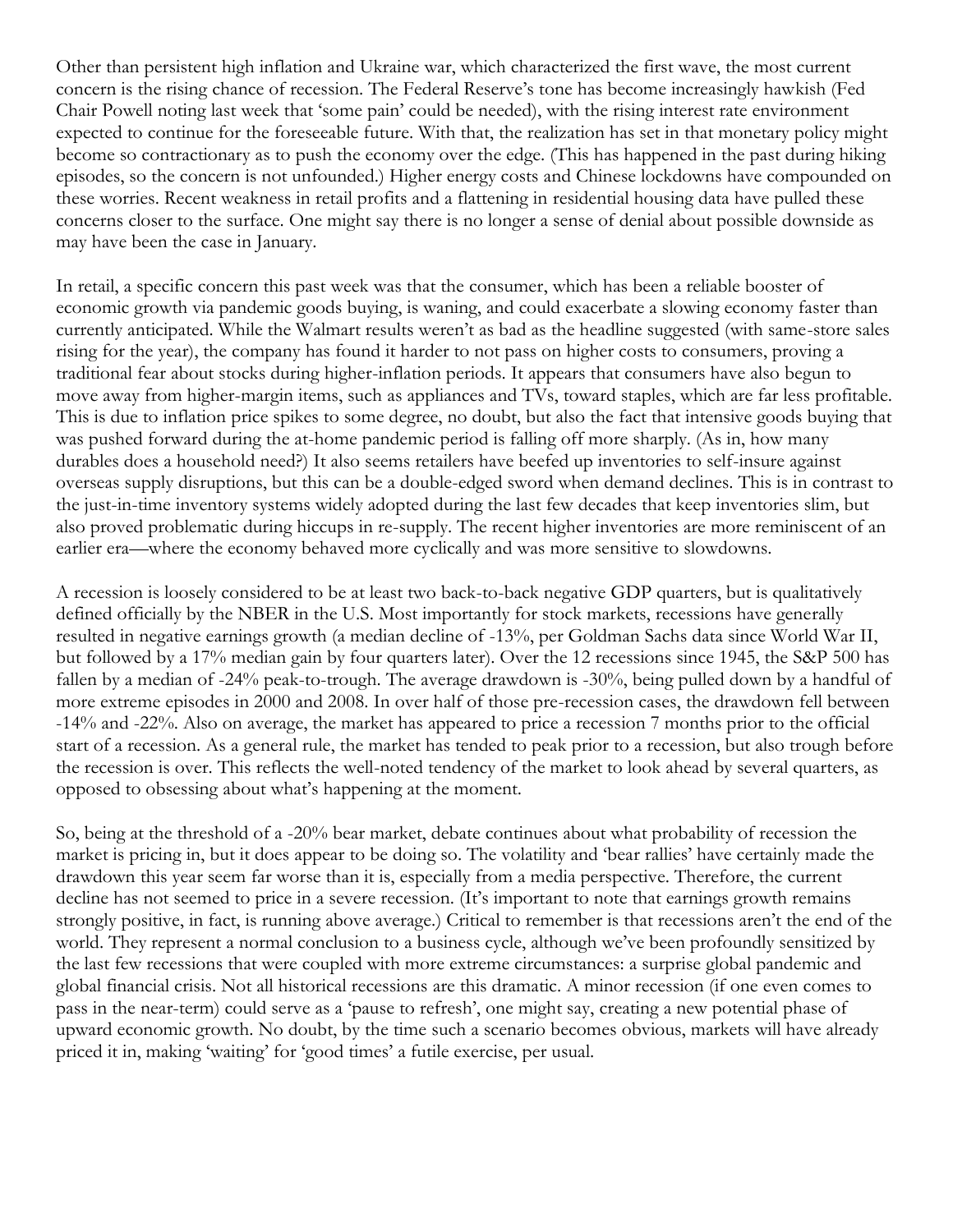Other than persistent high inflation and Ukraine war, which characterized the first wave, the most current concern is the rising chance of recession. The Federal Reserve's tone has become increasingly hawkish (Fed Chair Powell noting last week that 'some pain' could be needed), with the rising interest rate environment expected to continue for the foreseeable future. With that, the realization has set in that monetary policy might become so contractionary as to push the economy over the edge. (This has happened in the past during hiking episodes, so the concern is not unfounded.) Higher energy costs and Chinese lockdowns have compounded on these worries. Recent weakness in retail profits and a flattening in residential housing data have pulled these concerns closer to the surface. One might say there is no longer a sense of denial about possible downside as may have been the case in January.

In retail, a specific concern this past week was that the consumer, which has been a reliable booster of economic growth via pandemic goods buying, is waning, and could exacerbate a slowing economy faster than currently anticipated. While the Walmart results weren't as bad as the headline suggested (with same-store sales rising for the year), the company has found it harder to not pass on higher costs to consumers, proving a traditional fear about stocks during higher-inflation periods. It appears that consumers have also begun to move away from higher-margin items, such as appliances and TVs, toward staples, which are far less profitable. This is due to inflation price spikes to some degree, no doubt, but also the fact that intensive goods buying that was pushed forward during the at-home pandemic period is falling off more sharply. (As in, how many durables does a household need?) It also seems retailers have beefed up inventories to self-insure against overseas supply disruptions, but this can be a double-edged sword when demand declines. This is in contrast to the just-in-time inventory systems widely adopted during the last few decades that keep inventories slim, but also proved problematic during hiccups in re-supply. The recent higher inventories are more reminiscent of an earlier era—where the economy behaved more cyclically and was more sensitive to slowdowns.

A recession is loosely considered to be at least two back-to-back negative GDP quarters, but is qualitatively defined officially by the NBER in the U.S. Most importantly for stock markets, recessions have generally resulted in negative earnings growth (a median decline of -13%, per Goldman Sachs data since World War II, but followed by a 17% median gain by four quarters later). Over the 12 recessions since 1945, the S&P 500 has fallen by a median of -24% peak-to-trough. The average drawdown is -30%, being pulled down by a handful of more extreme episodes in 2000 and 2008. In over half of those pre-recession cases, the drawdown fell between -14% and -22%. Also on average, the market has appeared to price a recession 7 months prior to the official start of a recession. As a general rule, the market has tended to peak prior to a recession, but also trough before the recession is over. This reflects the well-noted tendency of the market to look ahead by several quarters, as opposed to obsessing about what's happening at the moment.

So, being at the threshold of a -20% bear market, debate continues about what probability of recession the market is pricing in, but it does appear to be doing so. The volatility and 'bear rallies' have certainly made the drawdown this year seem far worse than it is, especially from a media perspective. Therefore, the current decline has not seemed to price in a severe recession. (It's important to note that earnings growth remains strongly positive, in fact, is running above average.) Critical to remember is that recessions aren't the end of the world. They represent a normal conclusion to a business cycle, although we've been profoundly sensitized by the last few recessions that were coupled with more extreme circumstances: a surprise global pandemic and global financial crisis. Not all historical recessions are this dramatic. A minor recession (if one even comes to pass in the near-term) could serve as a 'pause to refresh', one might say, creating a new potential phase of upward economic growth. No doubt, by the time such a scenario becomes obvious, markets will have already priced it in, making 'waiting' for 'good times' a futile exercise, per usual.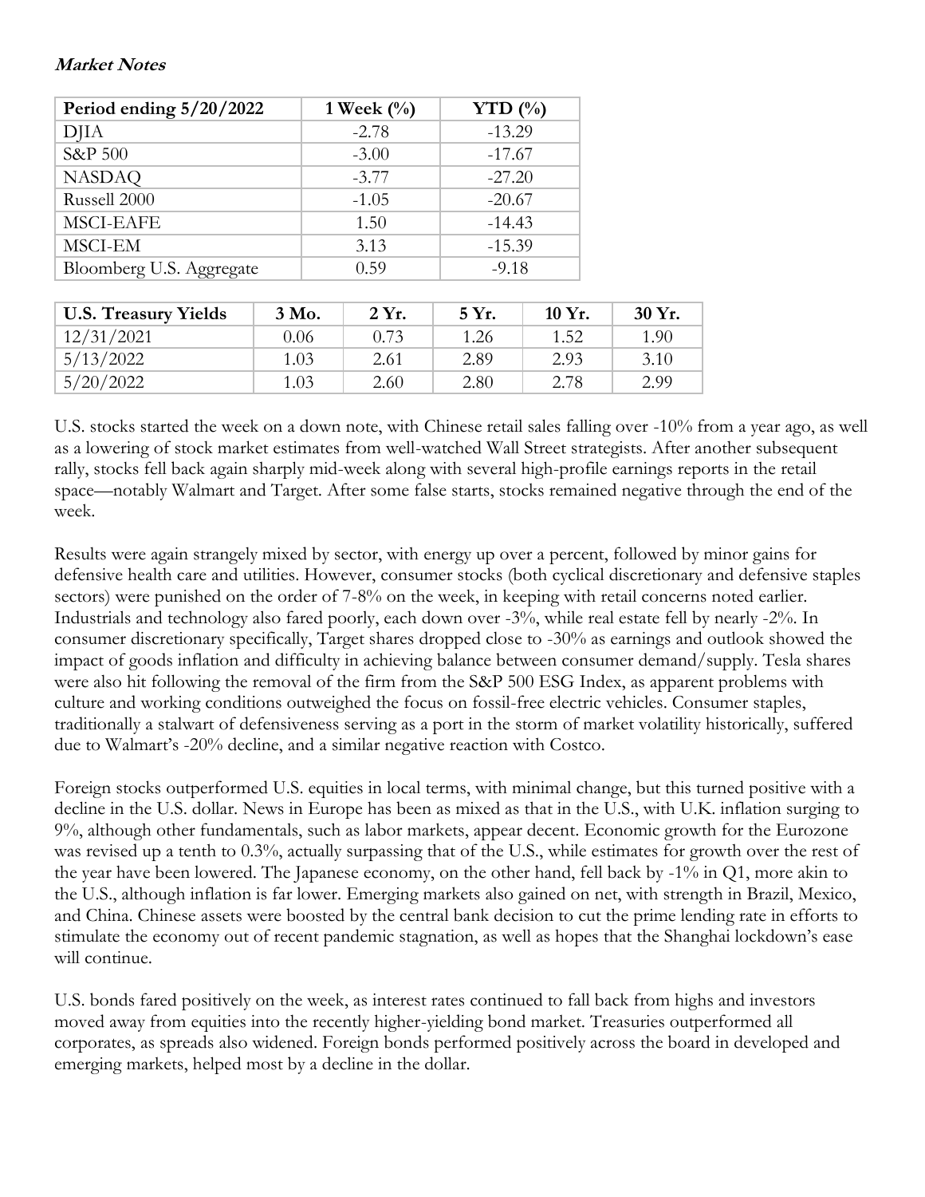***Market Notes***

| Period ending 5/20/2022 | 1 Week (%) | YTD (%) |
|---|---|---|
| DJIA | -2.78 | -13.29 |
| S&P 500 | -3.00 | -17.67 |
| NASDAQ | -3.77 | -27.20 |
| Russell 2000 | -1.05 | -20.67 |
| MSCI-EAFE | 1.50 | -14.43 |
| MSCI-EM | 3.13 | -15.39 |
| Bloomberg U.S. Aggregate | 0.59 | -9.18 |

| U.S. Treasury Yields | 3 Mo. | 2 Yr. | 5 Yr. | 10 Yr. | 30 Yr. |
|---|---|---|---|---|---|
| 12/31/2021 | 0.06 | 0.73 | 1.26 | 1.52 | 1.90 |
| 5/13/2022 | 1.03 | 2.61 | 2.89 | 2.93 | 3.10 |
| 5/20/2022 | 1.03 | 2.60 | 2.80 | 2.78 | 2.99 |

U.S. stocks started the week on a down note, with Chinese retail sales falling over -10% from a year ago, as well as a lowering of stock market estimates from well-watched Wall Street strategists. After another subsequent rally, stocks fell back again sharply mid-week along with several high-profile earnings reports in the retail space—notably Walmart and Target. After some false starts, stocks remained negative through the end of the week.

Results were again strangely mixed by sector, with energy up over a percent, followed by minor gains for defensive health care and utilities. However, consumer stocks (both cyclical discretionary and defensive staples sectors) were punished on the order of 7-8% on the week, in keeping with retail concerns noted earlier. Industrials and technology also fared poorly, each down over -3%, while real estate fell by nearly -2%. In consumer discretionary specifically, Target shares dropped close to -30% as earnings and outlook showed the impact of goods inflation and difficulty in achieving balance between consumer demand/supply. Tesla shares were also hit following the removal of the firm from the S&P 500 ESG Index, as apparent problems with culture and working conditions outweighed the focus on fossil-free electric vehicles. Consumer staples, traditionally a stalwart of defensiveness serving as a port in the storm of market volatility historically, suffered due to Walmart's -20% decline, and a similar negative reaction with Costco.

Foreign stocks outperformed U.S. equities in local terms, with minimal change, but this turned positive with a decline in the U.S. dollar. News in Europe has been as mixed as that in the U.S., with U.K. inflation surging to 9%, although other fundamentals, such as labor markets, appear decent. Economic growth for the Eurozone was revised up a tenth to 0.3%, actually surpassing that of the U.S., while estimates for growth over the rest of the year have been lowered. The Japanese economy, on the other hand, fell back by -1% in Q1, more akin to the U.S., although inflation is far lower. Emerging markets also gained on net, with strength in Brazil, Mexico, and China. Chinese assets were boosted by the central bank decision to cut the prime lending rate in efforts to stimulate the economy out of recent pandemic stagnation, as well as hopes that the Shanghai lockdown's ease will continue.

U.S. bonds fared positively on the week, as interest rates continued to fall back from highs and investors moved away from equities into the recently higher-yielding bond market. Treasuries outperformed all corporates, as spreads also widened. Foreign bonds performed positively across the board in developed and emerging markets, helped most by a decline in the dollar.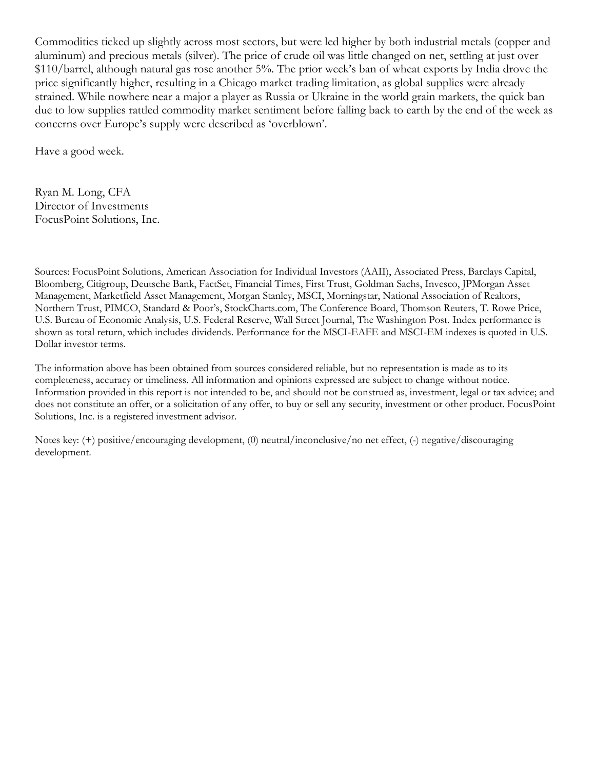Commodities ticked up slightly across most sectors, but were led higher by both industrial metals (copper and aluminum) and precious metals (silver). The price of crude oil was little changed on net, settling at just over $110/barrel, although natural gas rose another 5%. The prior week's ban of wheat exports by India drove the price significantly higher, resulting in a Chicago market trading limitation, as global supplies were already strained. While nowhere near a major a player as Russia or Ukraine in the world grain markets, the quick ban due to low supplies rattled commodity market sentiment before falling back to earth by the end of the week as concerns over Europe's supply were described as 'overblown'.

Have a good week.

Ryan M. Long, CFA
Director of Investments
FocusPoint Solutions, Inc.

Sources: FocusPoint Solutions, American Association for Individual Investors (AAII), Associated Press, Barclays Capital, Bloomberg, Citigroup, Deutsche Bank, FactSet, Financial Times, First Trust, Goldman Sachs, Invesco, JPMorgan Asset Management, Marketfield Asset Management, Morgan Stanley, MSCI, Morningstar, National Association of Realtors, Northern Trust, PIMCO, Standard & Poor's, StockCharts.com, The Conference Board, Thomson Reuters, T. Rowe Price, U.S. Bureau of Economic Analysis, U.S. Federal Reserve, Wall Street Journal, The Washington Post. Index performance is shown as total return, which includes dividends. Performance for the MSCI-EAFE and MSCI-EM indexes is quoted in U.S. Dollar investor terms.

The information above has been obtained from sources considered reliable, but no representation is made as to its completeness, accuracy or timeliness. All information and opinions expressed are subject to change without notice. Information provided in this report is not intended to be, and should not be construed as, investment, legal or tax advice; and does not constitute an offer, or a solicitation of any offer, to buy or sell any security, investment or other product. FocusPoint Solutions, Inc. is a registered investment advisor.

Notes key: (+) positive/encouraging development, (0) neutral/inconclusive/no net effect, (-) negative/discouraging development.